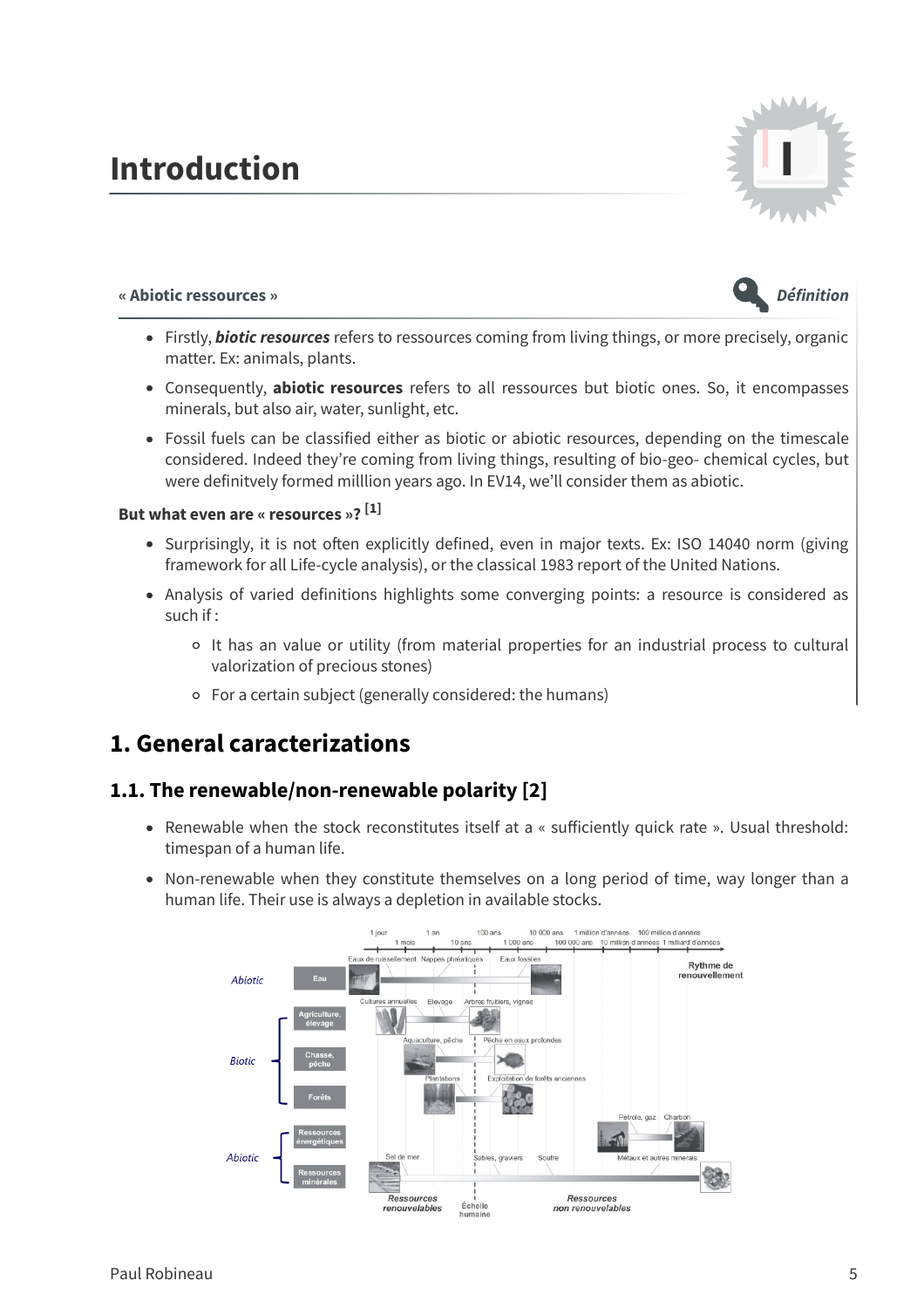# Introduction

**« Abiotic ressources »** *Définition*

- Firstly, ***biotic resources*** refers to ressources coming from living things, or more precisely, organic matter. Ex: animals, plants.
- Consequently, **abiotic resources** refers to all ressources but biotic ones. So, it encompasses minerals, but also air, water, sunlight, etc.
- Fossil fuels can be classified either as biotic or abiotic resources, depending on the timescale considered. Indeed they're coming from living things, resulting of bio-geo- chemical cycles, but were definitvely formed milllion years ago. In EV14, we'll consider them as abiotic.

**But what even are « resources »? [1]**

- Surprisingly, it is not often explicitly defined, even in major texts. Ex: ISO 14040 norm (giving framework for all Life-cycle analysis), or the classical 1983 report of the United Nations.
- Analysis of varied definitions highlights some converging points: a resource is considered as such if :
  - It has an value or utility (from material properties for an industrial process to cultural valorization of precious stones)
  - For a certain subject (generally considered: the humans)

## 1. General caracterizations

### 1.1. The renewable/non-renewable polarity [2]

- Renewable when the stock reconstitutes itself at a « sufficiently quick rate ». Usual threshold: timespan of a human life.
- Non-renewable when they constitute themselves on a long period of time, way longer than a human life. Their use is always a depletion in available stocks.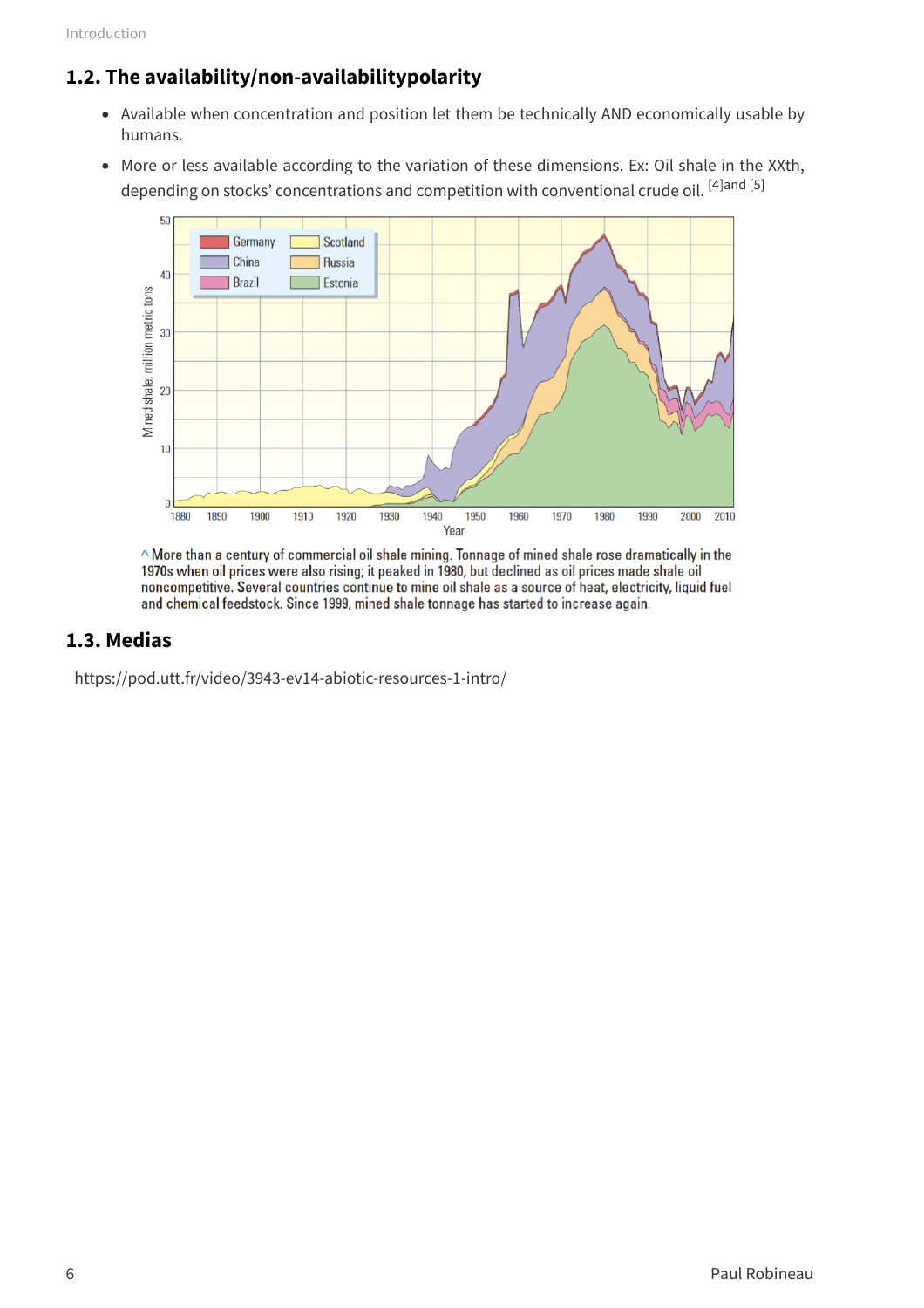## 1.2. The availability/non-availabilitypolarity

- Available when concentration and position let them be technically AND economically usable by humans.
- More or less available according to the variation of these dimensions. Ex: Oil shale in the XXth, depending on stocks' concentrations and competition with conventional crude oil. [4]and [5]

Germany
China
Brazil
Scotland
Russia
Estonia

Mined shale, million metric tons

50
40
30
20
10
0

1880 1890 1900 1910 1920 1930 1940 1950 1960 1970 1980 1990 2000 2010

Year

^ More than a century of commercial oil shale mining. Tonnage of mined shale rose dramatically in the 1970s when oil prices were also rising; it peaked in 1980, but declined as oil prices made shale oil noncompetitive. Several countries continue to mine oil shale as a source of heat, electricity, liquid fuel and chemical feedstock. Since 1999, mined shale tonnage has started to increase again.

## 1.3. Medias

https://pod.utt.fr/video/3943-ev14-abiotic-resources-1-intro/